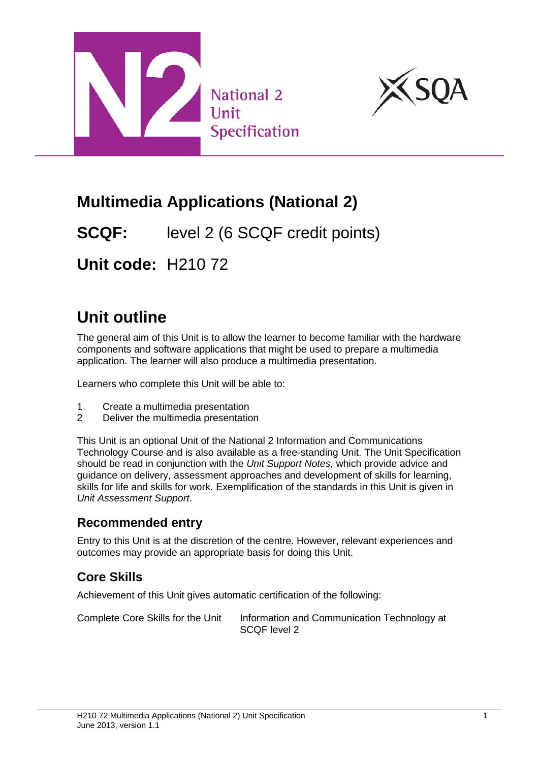National 2
Unit
Specification

# Multimedia Applications (National 2)

**SCQF:** level 2 (6 SCQF credit points)

**Unit code:** H210 72

# Unit outline

The general aim of this Unit is to allow the learner to become familiar with the hardware components and software applications that might be used to prepare a multimedia application. The learner will also produce a multimedia presentation.

Learners who complete this Unit will be able to:

1. Create a multimedia presentation
2. Deliver the multimedia presentation

This Unit is an optional Unit of the National 2 Information and Communications Technology Course and is also available as a free-standing Unit. The Unit Specification should be read in conjunction with the *Unit Support Notes,* which provide advice and guidance on delivery, assessment approaches and development of skills for learning, skills for life and skills for work. Exemplification of the standards in this Unit is given in *Unit Assessment Support*.

## Recommended entry

Entry to this Unit is at the discretion of the centre. However, relevant experiences and outcomes may provide an appropriate basis for doing this Unit.

## Core Skills

Achievement of this Unit gives automatic certification of the following:

Complete Core Skills for the Unit — Information and Communication Technology at SCQF level 2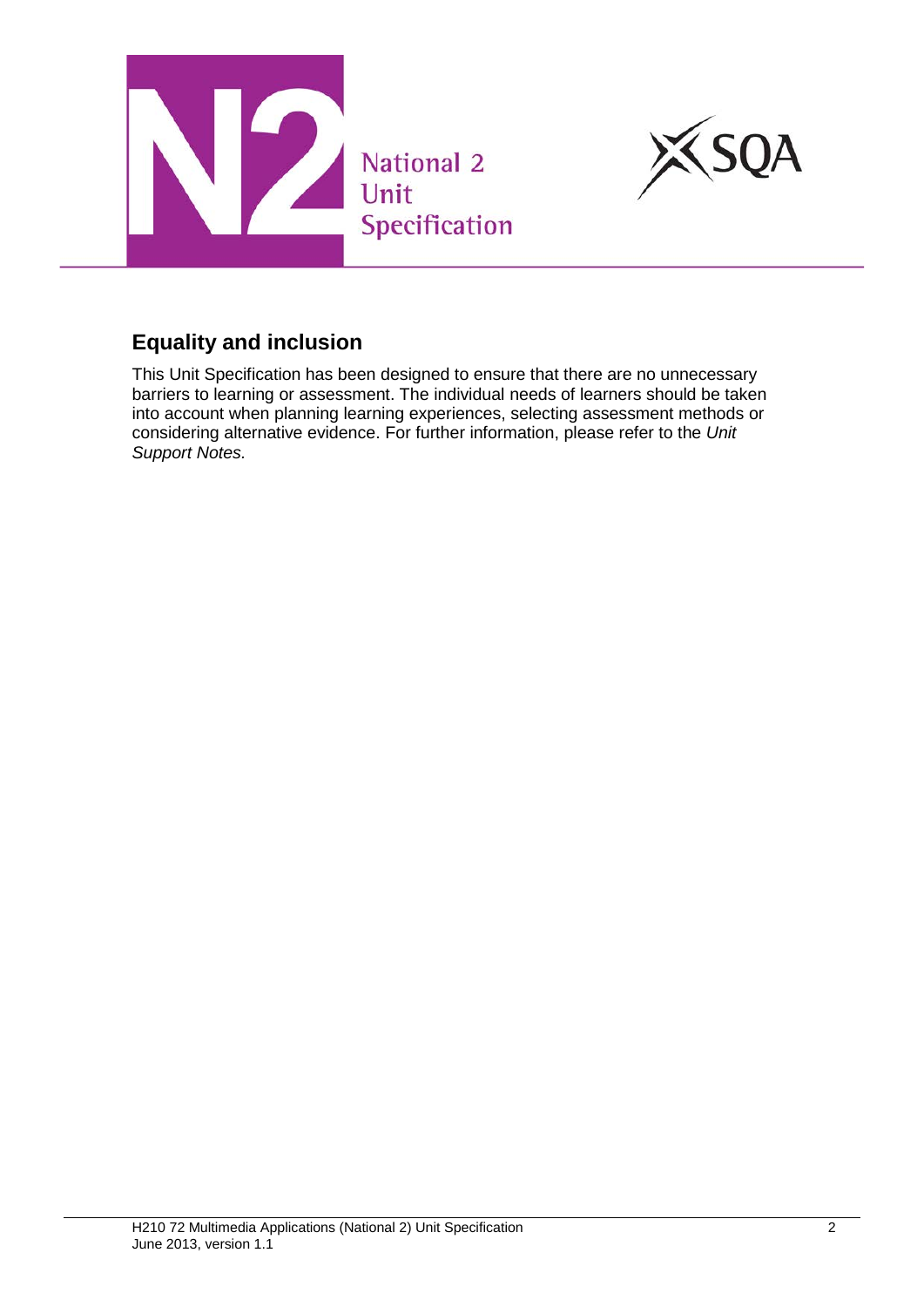## Equality and inclusion

This Unit Specification has been designed to ensure that there are no unnecessary barriers to learning or assessment. The individual needs of learners should be taken into account when planning learning experiences, selecting assessment methods or considering alternative evidence. For further information, please refer to the *Unit Support Notes.*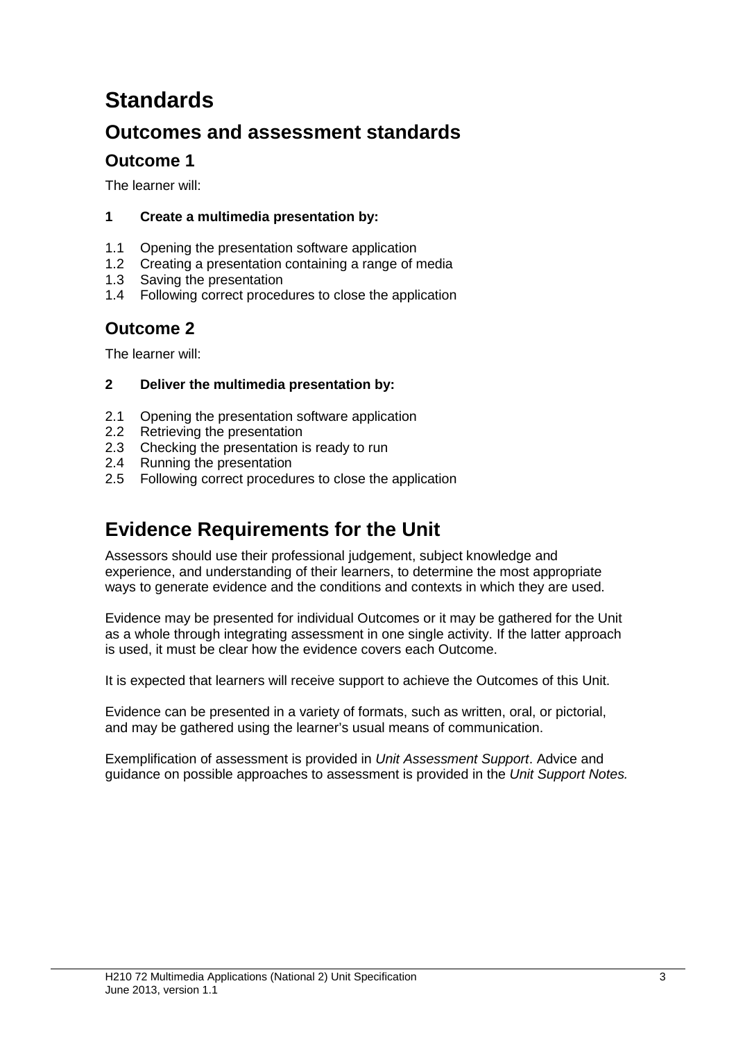# Standards

## Outcomes and assessment standards

### Outcome 1

The learner will:

**1 Create a multimedia presentation by:**

1.1 Opening the presentation software application
1.2 Creating a presentation containing a range of media
1.3 Saving the presentation
1.4 Following correct procedures to close the application

### Outcome 2

The learner will:

**2 Deliver the multimedia presentation by:**

2.1 Opening the presentation software application
2.2 Retrieving the presentation
2.3 Checking the presentation is ready to run
2.4 Running the presentation
2.5 Following correct procedures to close the application

# Evidence Requirements for the Unit

Assessors should use their professional judgement, subject knowledge and experience, and understanding of their learners, to determine the most appropriate ways to generate evidence and the conditions and contexts in which they are used.

Evidence may be presented for individual Outcomes or it may be gathered for the Unit as a whole through integrating assessment in one single activity. If the latter approach is used, it must be clear how the evidence covers each Outcome.

It is expected that learners will receive support to achieve the Outcomes of this Unit.

Evidence can be presented in a variety of formats, such as written, oral, or pictorial, and may be gathered using the learner's usual means of communication.

Exemplification of assessment is provided in *Unit Assessment Support*. Advice and guidance on possible approaches to assessment is provided in the *Unit Support Notes.*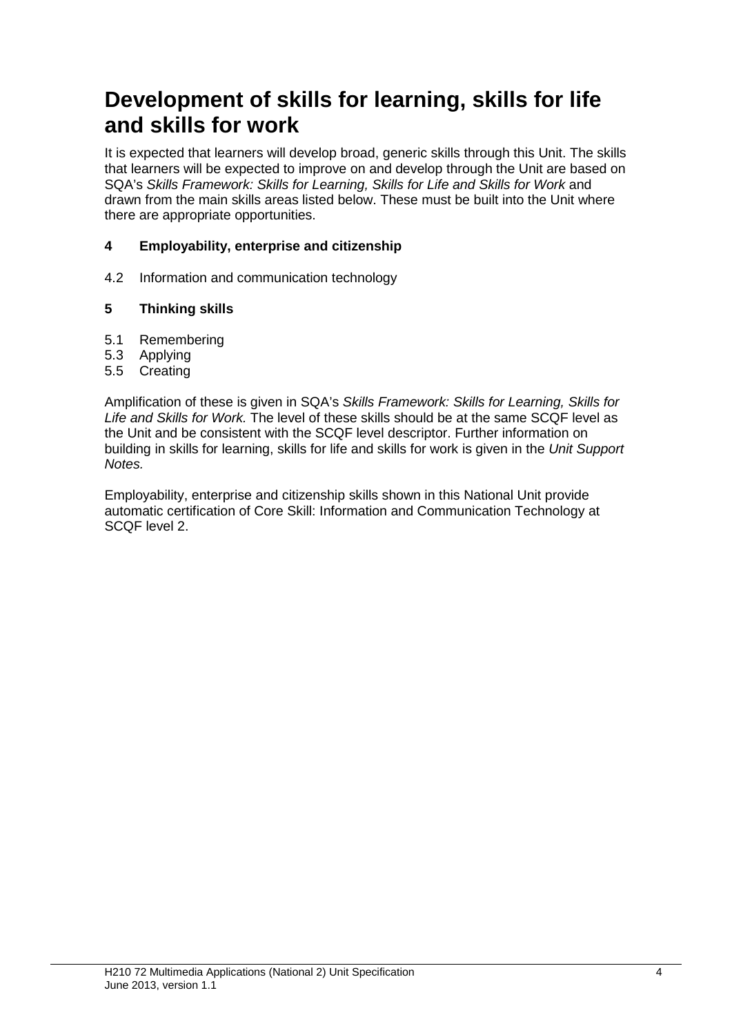# Development of skills for learning, skills for life and skills for work

It is expected that learners will develop broad, generic skills through this Unit. The skills that learners will be expected to improve on and develop through the Unit are based on SQA's *Skills Framework: Skills for Learning, Skills for Life and Skills for Work* and drawn from the main skills areas listed below. These must be built into the Unit where there are appropriate opportunities.

**4 Employability, enterprise and citizenship**

4.2 Information and communication technology

**5 Thinking skills**

5.1 Remembering
5.3 Applying
5.5 Creating

Amplification of these is given in SQA's *Skills Framework: Skills for Learning, Skills for Life and Skills for Work.* The level of these skills should be at the same SCQF level as the Unit and be consistent with the SCQF level descriptor. Further information on building in skills for learning, skills for life and skills for work is given in the *Unit Support Notes.*

Employability, enterprise and citizenship skills shown in this National Unit provide automatic certification of Core Skill: Information and Communication Technology at SCQF level 2.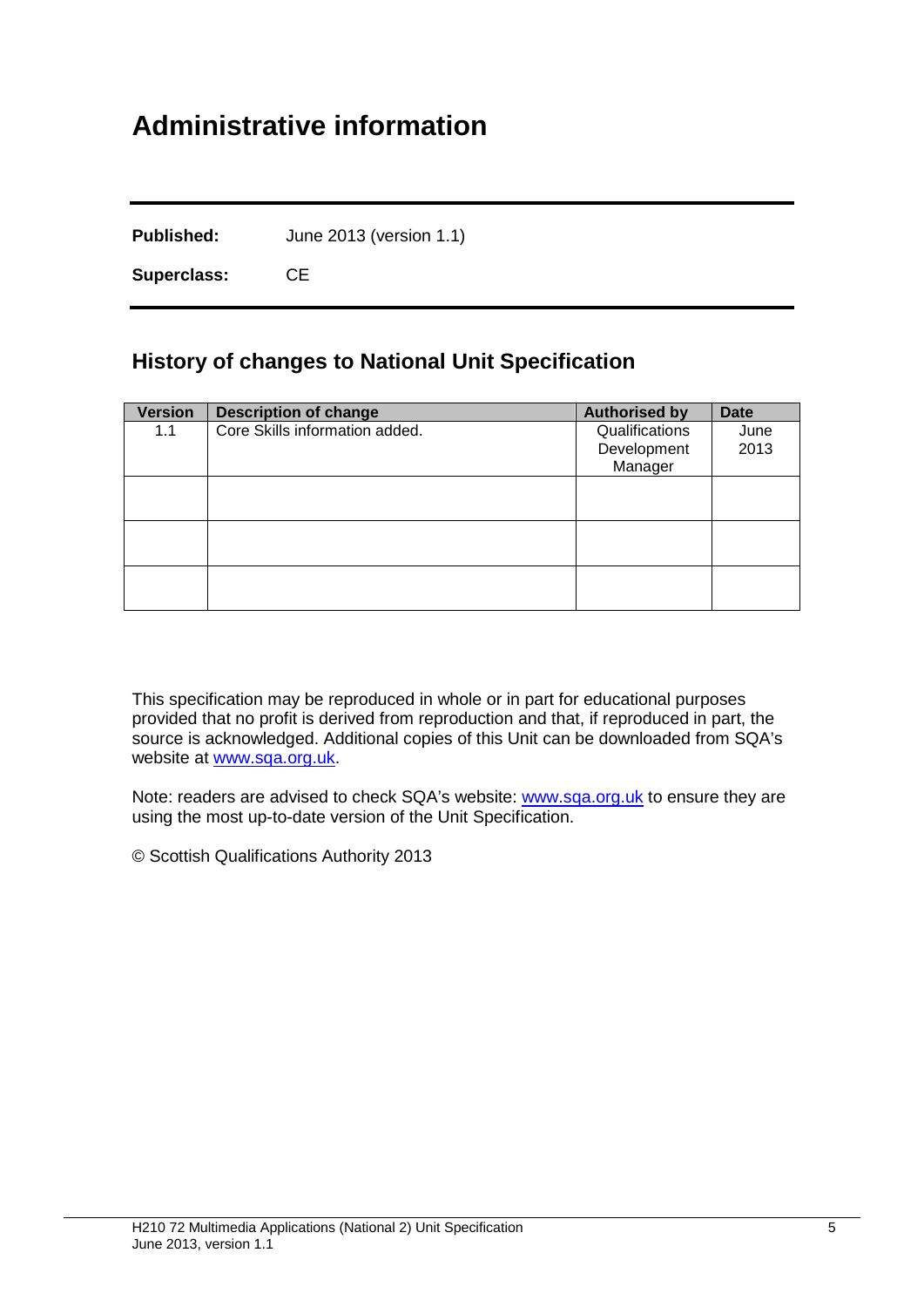# Administrative information

**Published:** June 2013 (version 1.1)

**Superclass:** CE

## History of changes to National Unit Specification

| Version | Description of change | Authorised by | Date |
|---|---|---|---|
| 1.1 | Core Skills information added. | Qualifications Development Manager | June 2013 |
| | | | |
| | | | |
| | | | |

This specification may be reproduced in whole or in part for educational purposes provided that no profit is derived from reproduction and that, if reproduced in part, the source is acknowledged. Additional copies of this Unit can be downloaded from SQA's website at www.sqa.org.uk.

Note: readers are advised to check SQA's website: www.sqa.org.uk to ensure they are using the most up-to-date version of the Unit Specification.

© Scottish Qualifications Authority 2013